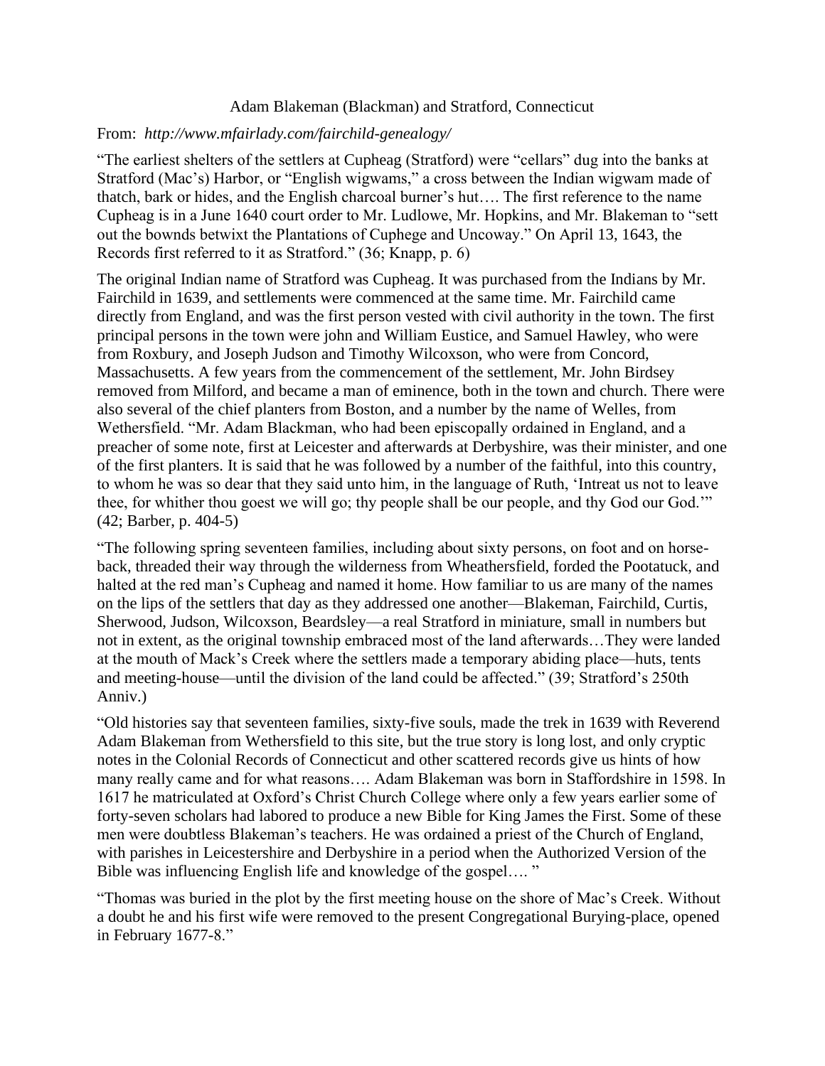# Adam Blakeman (Blackman) and Stratford, Connecticut

From: *http://www.mfairlady.com/fairchild-genealogy/*

"The earliest shelters of the settlers at Cupheag (Stratford) were "cellars" dug into the banks at Stratford (Mac's) Harbor, or "English wigwams," a cross between the Indian wigwam made of thatch, bark or hides, and the English charcoal burner's hut…. The first reference to the name Cupheag is in a June 1640 court order to Mr. Ludlowe, Mr. Hopkins, and Mr. Blakeman to "sett out the bownds betwixt the Plantations of Cuphege and Uncoway." On April 13, 1643, the Records first referred to it as Stratford." (36; Knapp, p. 6)

The original Indian name of Stratford was Cupheag. It was purchased from the Indians by Mr. Fairchild in 1639, and settlements were commenced at the same time. Mr. Fairchild came directly from England, and was the first person vested with civil authority in the town. The first principal persons in the town were john and William Eustice, and Samuel Hawley, who were from Roxbury, and Joseph Judson and Timothy Wilcoxson, who were from Concord, Massachusetts. A few years from the commencement of the settlement, Mr. John Birdsey removed from Milford, and became a man of eminence, both in the town and church. There were also several of the chief planters from Boston, and a number by the name of Welles, from Wethersfield. "Mr. Adam Blackman, who had been episcopally ordained in England, and a preacher of some note, first at Leicester and afterwards at Derbyshire, was their minister, and one of the first planters. It is said that he was followed by a number of the faithful, into this country, to whom he was so dear that they said unto him, in the language of Ruth, 'Intreat us not to leave thee, for whither thou goest we will go; thy people shall be our people, and thy God our God.'" (42; Barber, p. 404-5)

"The following spring seventeen families, including about sixty persons, on foot and on horse-back, threaded their way through the wilderness from Wheathersfield, forded the Pootatuck, and halted at the red man's Cupheag and named it home. How familiar to us are many of the names on the lips of the settlers that day as they addressed one another—Blakeman, Fairchild, Curtis, Sherwood, Judson, Wilcoxson, Beardsley—a real Stratford in miniature, small in numbers but not in extent, as the original township embraced most of the land afterwards…They were landed at the mouth of Mack's Creek where the settlers made a temporary abiding place—huts, tents and meeting-house—until the division of the land could be affected." (39; Stratford's 250th Anniv.)

"Old histories say that seventeen families, sixty-five souls, made the trek in 1639 with Reverend Adam Blakeman from Wethersfield to this site, but the true story is long lost, and only cryptic notes in the Colonial Records of Connecticut and other scattered records give us hints of how many really came and for what reasons…. Adam Blakeman was born in Staffordshire in 1598. In 1617 he matriculated at Oxford's Christ Church College where only a few years earlier some of forty-seven scholars had labored to produce a new Bible for King James the First. Some of these men were doubtless Blakeman's teachers. He was ordained a priest of the Church of England, with parishes in Leicestershire and Derbyshire in a period when the Authorized Version of the Bible was influencing English life and knowledge of the gospel…. "

"Thomas was buried in the plot by the first meeting house on the shore of Mac's Creek. Without a doubt he and his first wife were removed to the present Congregational Burying-place, opened in February 1677-8."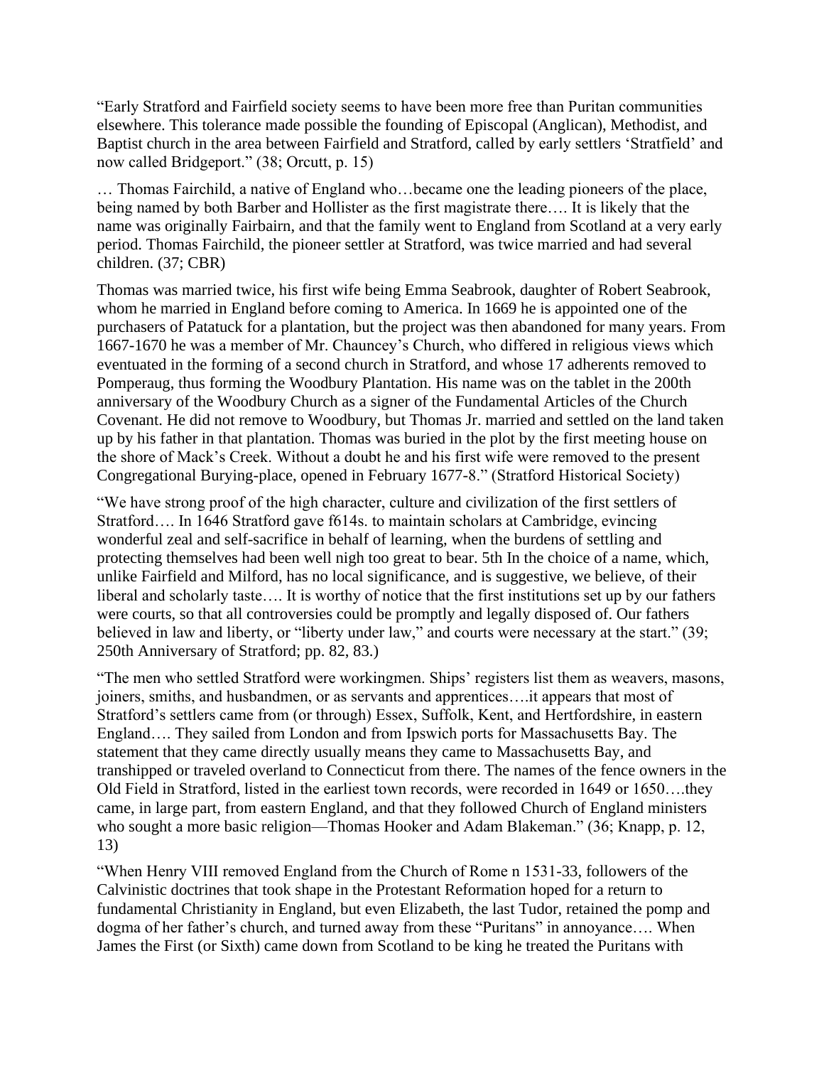"Early Stratford and Fairfield society seems to have been more free than Puritan communities elsewhere. This tolerance made possible the founding of Episcopal (Anglican), Methodist, and Baptist church in the area between Fairfield and Stratford, called by early settlers 'Stratfield' and now called Bridgeport." (38; Orcutt, p. 15)

… Thomas Fairchild, a native of England who…became one the leading pioneers of the place, being named by both Barber and Hollister as the first magistrate there…. It is likely that the name was originally Fairbairn, and that the family went to England from Scotland at a very early period. Thomas Fairchild, the pioneer settler at Stratford, was twice married and had several children. (37; CBR)

Thomas was married twice, his first wife being Emma Seabrook, daughter of Robert Seabrook, whom he married in England before coming to America. In 1669 he is appointed one of the purchasers of Patatuck for a plantation, but the project was then abandoned for many years. From 1667-1670 he was a member of Mr. Chauncey's Church, who differed in religious views which eventuated in the forming of a second church in Stratford, and whose 17 adherents removed to Pomperaug, thus forming the Woodbury Plantation. His name was on the tablet in the 200th anniversary of the Woodbury Church as a signer of the Fundamental Articles of the Church Covenant. He did not remove to Woodbury, but Thomas Jr. married and settled on the land taken up by his father in that plantation. Thomas was buried in the plot by the first meeting house on the shore of Mack's Creek. Without a doubt he and his first wife were removed to the present Congregational Burying-place, opened in February 1677-8." (Stratford Historical Society)

"We have strong proof of the high character, culture and civilization of the first settlers of Stratford…. In 1646 Stratford gave f614s. to maintain scholars at Cambridge, evincing wonderful zeal and self-sacrifice in behalf of learning, when the burdens of settling and protecting themselves had been well nigh too great to bear. 5th In the choice of a name, which, unlike Fairfield and Milford, has no local significance, and is suggestive, we believe, of their liberal and scholarly taste…. It is worthy of notice that the first institutions set up by our fathers were courts, so that all controversies could be promptly and legally disposed of. Our fathers believed in law and liberty, or "liberty under law," and courts were necessary at the start." (39; 250th Anniversary of Stratford; pp. 82, 83.)

"The men who settled Stratford were workingmen. Ships' registers list them as weavers, masons, joiners, smiths, and husbandmen, or as servants and apprentices….it appears that most of Stratford's settlers came from (or through) Essex, Suffolk, Kent, and Hertfordshire, in eastern England…. They sailed from London and from Ipswich ports for Massachusetts Bay. The statement that they came directly usually means they came to Massachusetts Bay, and transhipped or traveled overland to Connecticut from there. The names of the fence owners in the Old Field in Stratford, listed in the earliest town records, were recorded in 1649 or 1650….they came, in large part, from eastern England, and that they followed Church of England ministers who sought a more basic religion—Thomas Hooker and Adam Blakeman." (36; Knapp, p. 12, 13)

"When Henry VIII removed England from the Church of Rome n 1531-33, followers of the Calvinistic doctrines that took shape in the Protestant Reformation hoped for a return to fundamental Christianity in England, but even Elizabeth, the last Tudor, retained the pomp and dogma of her father's church, and turned away from these "Puritans" in annoyance…. When James the First (or Sixth) came down from Scotland to be king he treated the Puritans with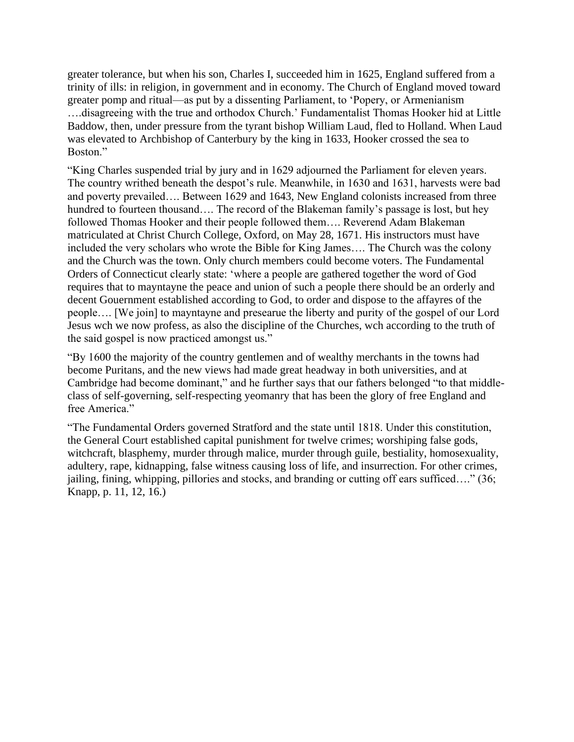greater tolerance, but when his son, Charles I, succeeded him in 1625, England suffered from a trinity of ills: in religion, in government and in economy. The Church of England moved toward greater pomp and ritual—as put by a dissenting Parliament, to 'Popery, or Armenianism ….disagreeing with the true and orthodox Church.' Fundamentalist Thomas Hooker hid at Little Baddow, then, under pressure from the tyrant bishop William Laud, fled to Holland. When Laud was elevated to Archbishop of Canterbury by the king in 1633, Hooker crossed the sea to Boston."

"King Charles suspended trial by jury and in 1629 adjourned the Parliament for eleven years. The country writhed beneath the despot's rule. Meanwhile, in 1630 and 1631, harvests were bad and poverty prevailed…. Between 1629 and 1643, New England colonists increased from three hundred to fourteen thousand…. The record of the Blakeman family's passage is lost, but hey followed Thomas Hooker and their people followed them…. Reverend Adam Blakeman matriculated at Christ Church College, Oxford, on May 28, 1671. His instructors must have included the very scholars who wrote the Bible for King James…. The Church was the colony and the Church was the town. Only church members could become voters. The Fundamental Orders of Connecticut clearly state: 'where a people are gathered together the word of God requires that to mayntayne the peace and union of such a people there should be an orderly and decent Gouernment established according to God, to order and dispose to the affayres of the people…. [We join] to mayntayne and presearue the liberty and purity of the gospel of our Lord Jesus wch we now profess, as also the discipline of the Churches, wch according to the truth of the said gospel is now practiced amongst us."

"By 1600 the majority of the country gentlemen and of wealthy merchants in the towns had become Puritans, and the new views had made great headway in both universities, and at Cambridge had become dominant," and he further says that our fathers belonged "to that middle-class of self-governing, self-respecting yeomanry that has been the glory of free England and free America."

"The Fundamental Orders governed Stratford and the state until 1818. Under this constitution, the General Court established capital punishment for twelve crimes; worshiping false gods, witchcraft, blasphemy, murder through malice, murder through guile, bestiality, homosexuality, adultery, rape, kidnapping, false witness causing loss of life, and insurrection. For other crimes, jailing, fining, whipping, pillories and stocks, and branding or cutting off ears sufficed…." (36; Knapp, p. 11, 12, 16.)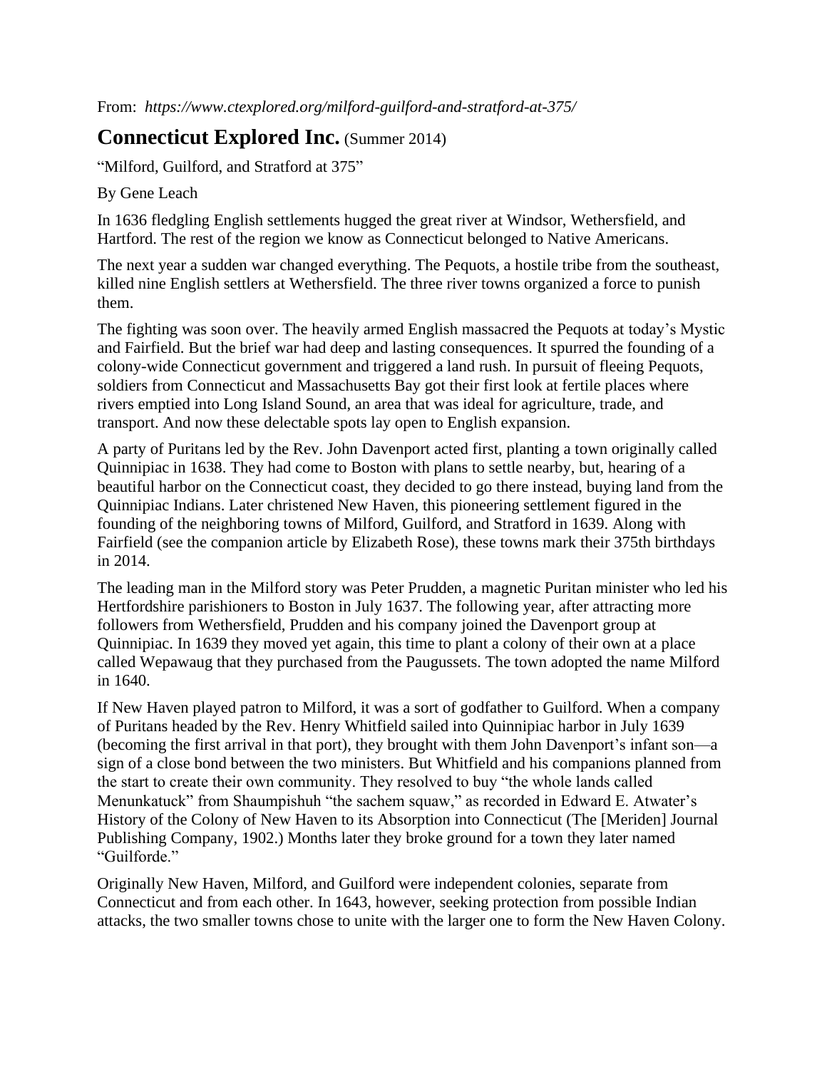From: *https://www.ctexplored.org/milford-guilford-and-stratford-at-375/*

## **Connecticut Explored Inc.** (Summer 2014)

"Milford, Guilford, and Stratford at 375"

By Gene Leach

In 1636 fledgling English settlements hugged the great river at Windsor, Wethersfield, and Hartford. The rest of the region we know as Connecticut belonged to Native Americans.

The next year a sudden war changed everything. The Pequots, a hostile tribe from the southeast, killed nine English settlers at Wethersfield. The three river towns organized a force to punish them.

The fighting was soon over. The heavily armed English massacred the Pequots at today's Mystic and Fairfield. But the brief war had deep and lasting consequences. It spurred the founding of a colony-wide Connecticut government and triggered a land rush. In pursuit of fleeing Pequots, soldiers from Connecticut and Massachusetts Bay got their first look at fertile places where rivers emptied into Long Island Sound, an area that was ideal for agriculture, trade, and transport. And now these delectable spots lay open to English expansion.

A party of Puritans led by the Rev. John Davenport acted first, planting a town originally called Quinnipiac in 1638. They had come to Boston with plans to settle nearby, but, hearing of a beautiful harbor on the Connecticut coast, they decided to go there instead, buying land from the Quinnipiac Indians. Later christened New Haven, this pioneering settlement figured in the founding of the neighboring towns of Milford, Guilford, and Stratford in 1639. Along with Fairfield (see the companion article by Elizabeth Rose), these towns mark their 375th birthdays in 2014.

The leading man in the Milford story was Peter Prudden, a magnetic Puritan minister who led his Hertfordshire parishioners to Boston in July 1637. The following year, after attracting more followers from Wethersfield, Prudden and his company joined the Davenport group at Quinnipiac. In 1639 they moved yet again, this time to plant a colony of their own at a place called Wepawaug that they purchased from the Paugussets. The town adopted the name Milford in 1640.

If New Haven played patron to Milford, it was a sort of godfather to Guilford. When a company of Puritans headed by the Rev. Henry Whitfield sailed into Quinnipiac harbor in July 1639 (becoming the first arrival in that port), they brought with them John Davenport's infant son—a sign of a close bond between the two ministers. But Whitfield and his companions planned from the start to create their own community. They resolved to buy "the whole lands called Menunkatuck" from Shaumpishuh "the sachem squaw," as recorded in Edward E. Atwater's History of the Colony of New Haven to its Absorption into Connecticut (The [Meriden] Journal Publishing Company, 1902.) Months later they broke ground for a town they later named "Guilforde."

Originally New Haven, Milford, and Guilford were independent colonies, separate from Connecticut and from each other. In 1643, however, seeking protection from possible Indian attacks, the two smaller towns chose to unite with the larger one to form the New Haven Colony.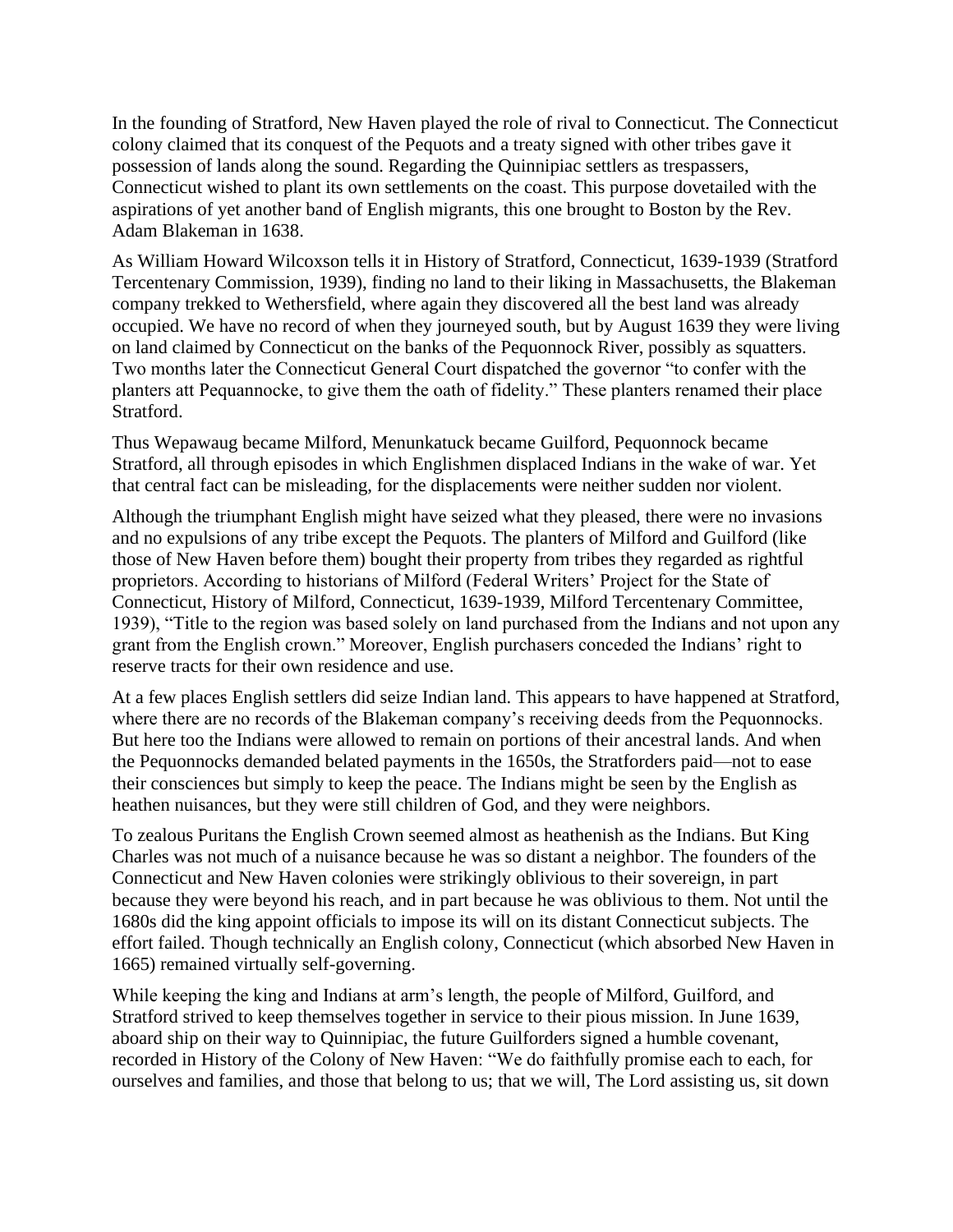In the founding of Stratford, New Haven played the role of rival to Connecticut. The Connecticut colony claimed that its conquest of the Pequots and a treaty signed with other tribes gave it possession of lands along the sound. Regarding the Quinnipiac settlers as trespassers, Connecticut wished to plant its own settlements on the coast. This purpose dovetailed with the aspirations of yet another band of English migrants, this one brought to Boston by the Rev. Adam Blakeman in 1638.

As William Howard Wilcoxson tells it in History of Stratford, Connecticut, 1639-1939 (Stratford Tercentenary Commission, 1939), finding no land to their liking in Massachusetts, the Blakeman company trekked to Wethersfield, where again they discovered all the best land was already occupied. We have no record of when they journeyed south, but by August 1639 they were living on land claimed by Connecticut on the banks of the Pequonnock River, possibly as squatters. Two months later the Connecticut General Court dispatched the governor "to confer with the planters att Pequannocke, to give them the oath of fidelity." These planters renamed their place Stratford.

Thus Wepawaug became Milford, Menunkatuck became Guilford, Pequonnock became Stratford, all through episodes in which Englishmen displaced Indians in the wake of war. Yet that central fact can be misleading, for the displacements were neither sudden nor violent.

Although the triumphant English might have seized what they pleased, there were no invasions and no expulsions of any tribe except the Pequots. The planters of Milford and Guilford (like those of New Haven before them) bought their property from tribes they regarded as rightful proprietors. According to historians of Milford (Federal Writers' Project for the State of Connecticut, History of Milford, Connecticut, 1639-1939, Milford Tercentenary Committee, 1939), "Title to the region was based solely on land purchased from the Indians and not upon any grant from the English crown." Moreover, English purchasers conceded the Indians' right to reserve tracts for their own residence and use.

At a few places English settlers did seize Indian land. This appears to have happened at Stratford, where there are no records of the Blakeman company's receiving deeds from the Pequonnocks. But here too the Indians were allowed to remain on portions of their ancestral lands. And when the Pequonnocks demanded belated payments in the 1650s, the Stratforders paid—not to ease their consciences but simply to keep the peace. The Indians might be seen by the English as heathen nuisances, but they were still children of God, and they were neighbors.

To zealous Puritans the English Crown seemed almost as heathenish as the Indians. But King Charles was not much of a nuisance because he was so distant a neighbor. The founders of the Connecticut and New Haven colonies were strikingly oblivious to their sovereign, in part because they were beyond his reach, and in part because he was oblivious to them. Not until the 1680s did the king appoint officials to impose its will on its distant Connecticut subjects. The effort failed. Though technically an English colony, Connecticut (which absorbed New Haven in 1665) remained virtually self-governing.

While keeping the king and Indians at arm's length, the people of Milford, Guilford, and Stratford strived to keep themselves together in service to their pious mission. In June 1639, aboard ship on their way to Quinnipiac, the future Guilforders signed a humble covenant, recorded in History of the Colony of New Haven: "We do faithfully promise each to each, for ourselves and families, and those that belong to us; that we will, The Lord assisting us, sit down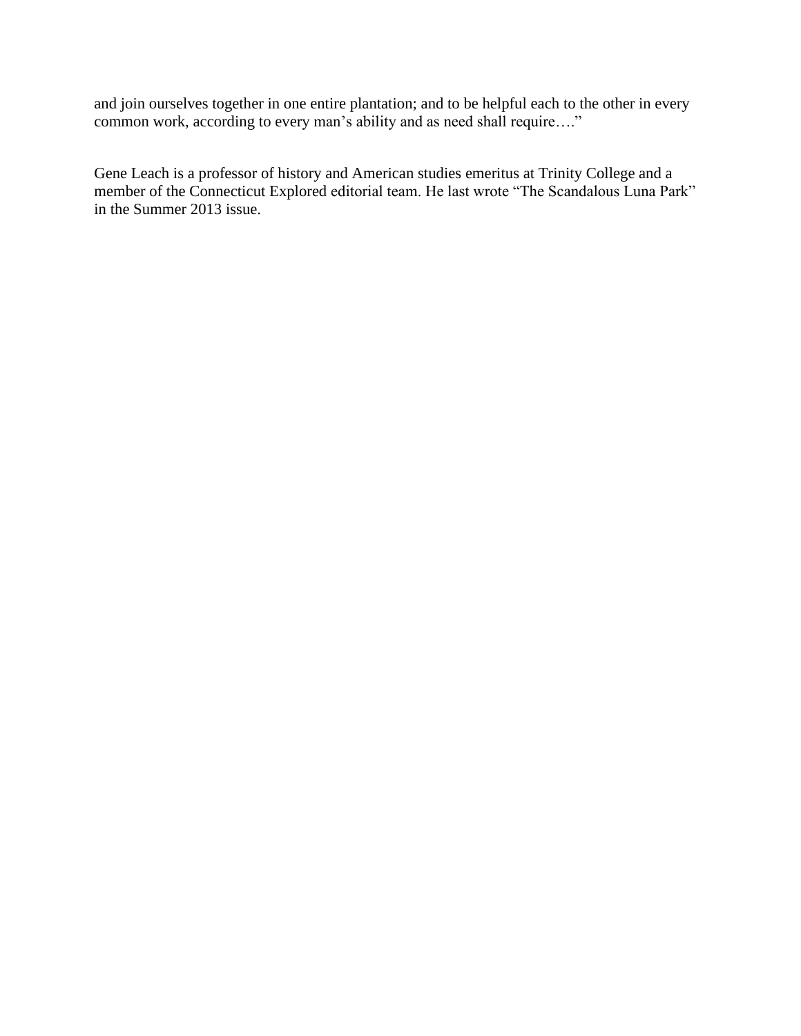and join ourselves together in one entire plantation; and to be helpful each to the other in every common work, according to every man's ability and as need shall require…."

Gene Leach is a professor of history and American studies emeritus at Trinity College and a member of the Connecticut Explored editorial team. He last wrote "The Scandalous Luna Park" in the Summer 2013 issue.